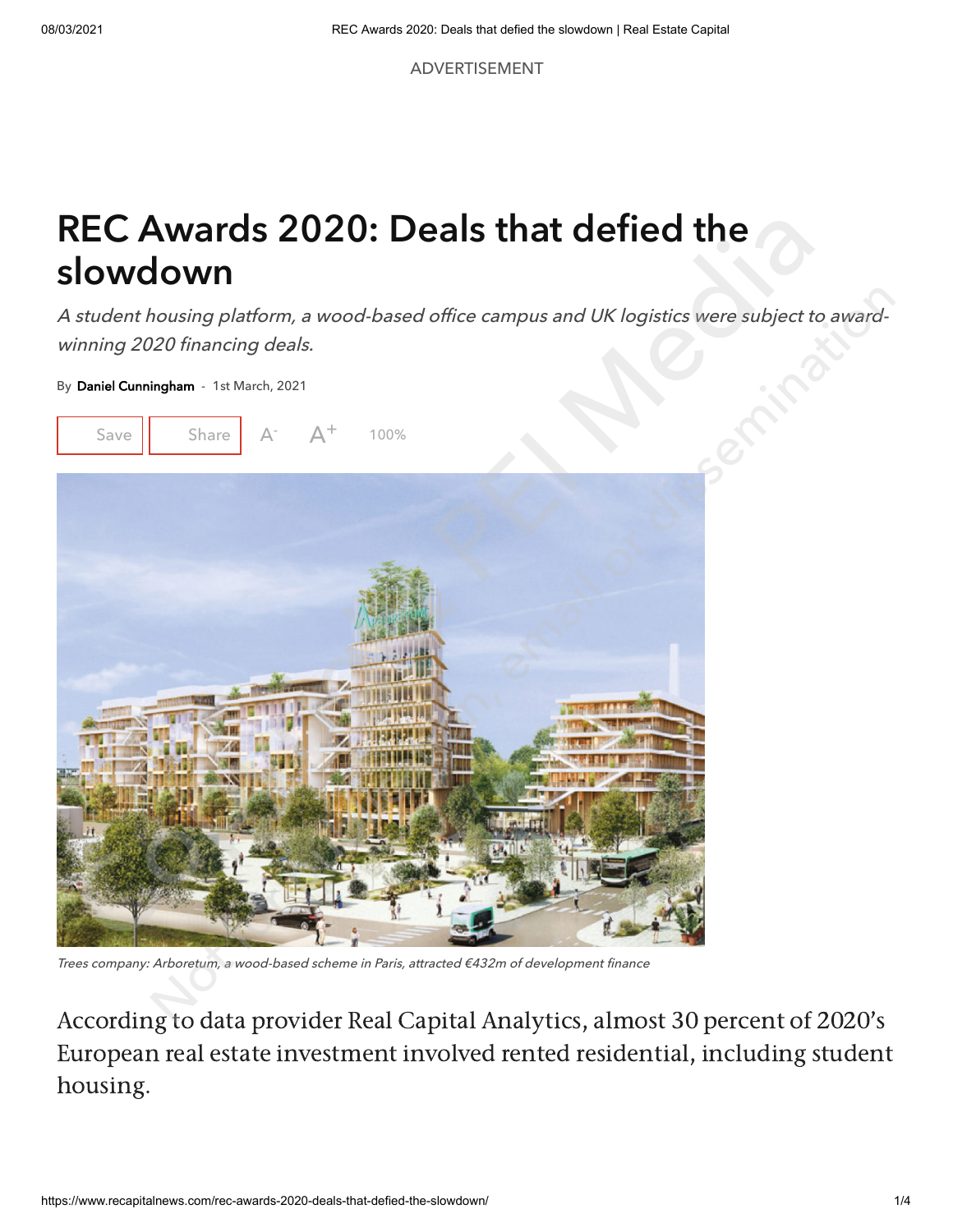# REC Awards 2020: Deals that defied the slowdown

*A student housing platform, a wood-based office campus and UK logistics were subject to award-winning 2020 financing deals.*

By **Daniel Cunningham** - 1st March, 2021

*Trees company: Arboretum, a wood-based scheme in Paris, attracted €432m of development finance*

According to data provider Real Capital Analytics, almost 30 percent of 2020's European real estate investment involved rented residential, including student housing.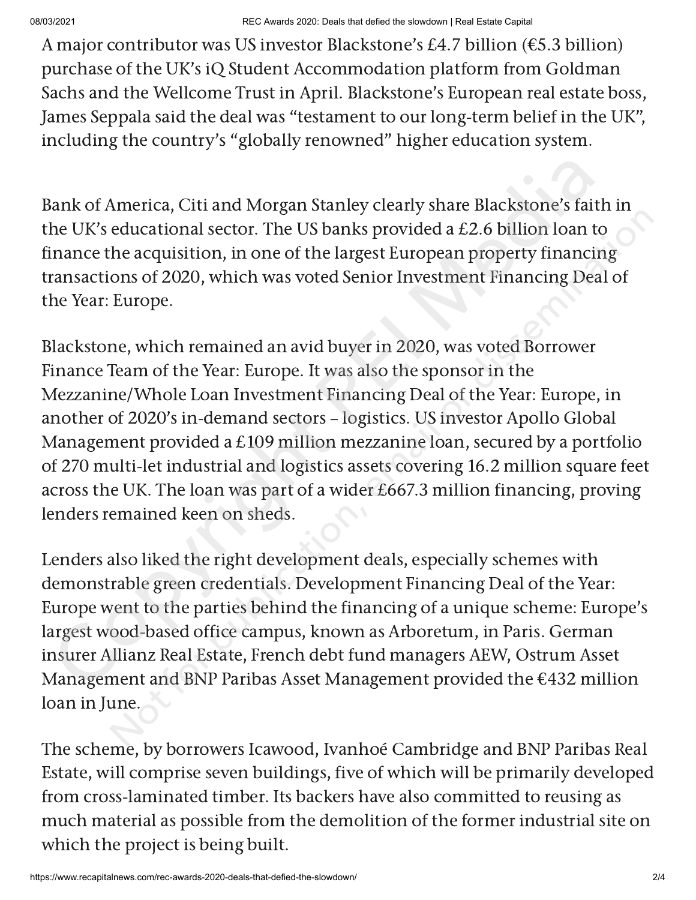A major contributor was US investor Blackstone's £4.7 billion (€5.3 billion) purchase of the UK's iQ Student Accommodation platform from Goldman Sachs and the Wellcome Trust in April. Blackstone's European real estate boss, James Seppala said the deal was "testament to our long-term belief in the UK", including the country's "globally renowned" higher education system.

Bank of America, Citi and Morgan Stanley clearly share Blackstone's faith in the UK's educational sector. The US banks provided a £2.6 billion loan to finance the acquisition, in one of the largest European property financing transactions of 2020, which was voted Senior Investment Financing Deal of the Year: Europe.

Blackstone, which remained an avid buyer in 2020, was voted Borrower Finance Team of the Year: Europe. It was also the sponsor in the Mezzanine/Whole Loan Investment Financing Deal of the Year: Europe, in another of 2020's in-demand sectors – logistics. US investor Apollo Global Management provided a £109 million mezzanine loan, secured by a portfolio of 270 multi-let industrial and logistics assets covering 16.2 million square feet across the UK. The loan was part of a wider £667.3 million financing, proving lenders remained keen on sheds.

Lenders also liked the right development deals, especially schemes with demonstrable green credentials. Development Financing Deal of the Year: Europe went to the parties behind the financing of a unique scheme: Europe's largest wood-based office campus, known as Arboretum, in Paris. German insurer Allianz Real Estate, French debt fund managers AEW, Ostrum Asset Management and BNP Paribas Asset Management provided the €432 million loan in June.

The scheme, by borrowers Icawood, Ivanhoé Cambridge and BNP Paribas Real Estate, will comprise seven buildings, five of which will be primarily developed from cross-laminated timber. Its backers have also committed to reusing as much material as possible from the demolition of the former industrial site on which the project is being built.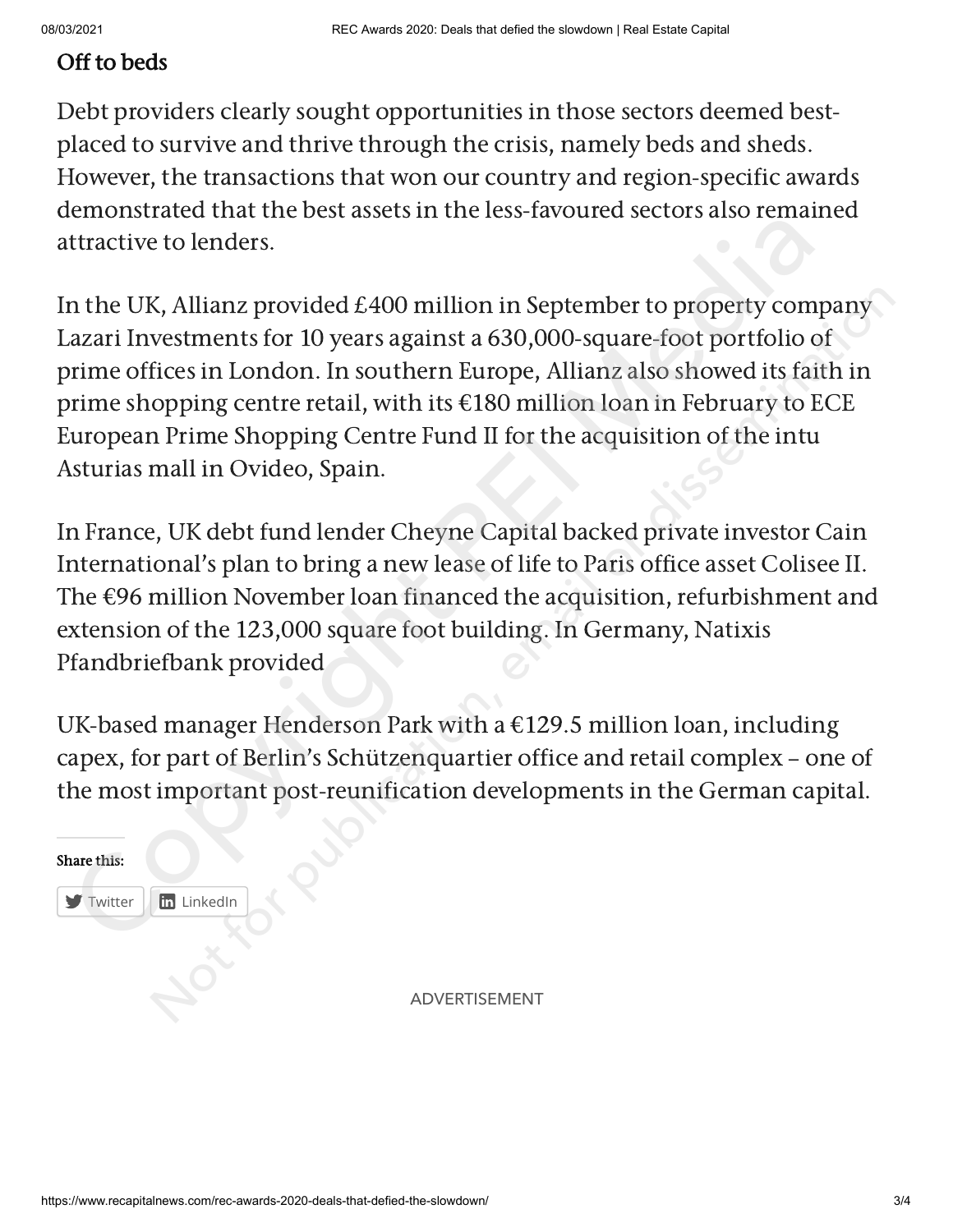## Off to beds

Debt providers clearly sought opportunities in those sectors deemed best-placed to survive and thrive through the crisis, namely beds and sheds. However, the transactions that won our country and region-specific awards demonstrated that the best assets in the less-favoured sectors also remained attractive to lenders.

In the UK, Allianz provided £400 million in September to property company Lazari Investments for 10 years against a 630,000-square-foot portfolio of prime offices in London. In southern Europe, Allianz also showed its faith in prime shopping centre retail, with its €180 million loan in February to ECE European Prime Shopping Centre Fund II for the acquisition of the intu Asturias mall in Ovideo, Spain.

In France, UK debt fund lender Cheyne Capital backed private investor Cain International's plan to bring a new lease of life to Paris office asset Colisee II. The €96 million November loan financed the acquisition, refurbishment and extension of the 123,000 square foot building. In Germany, Natixis Pfandbriefbank provided

UK-based manager Henderson Park with a €129.5 million loan, including capex, for part of Berlin's Schützenquartier office and retail complex – one of the most important post-reunification developments in the German capital.

Share this:

Twitter LinkedIn

ADVERTISEMENT